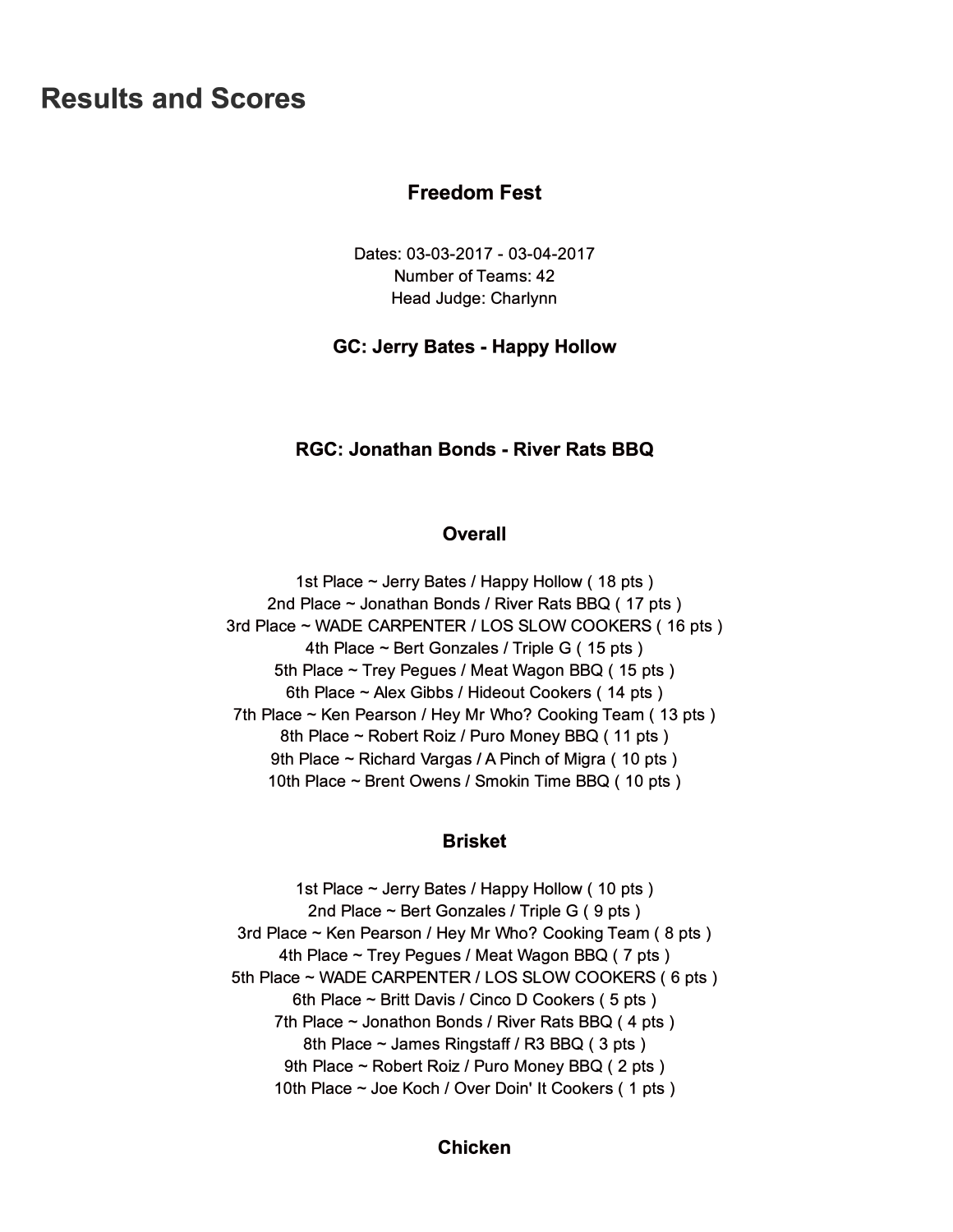# Results and Scores

### Freedom Fest

Dates: 03-03-2017 - 03-04-2017
Number of Teams: 42
Head Judge: Charlynn

**GC: Jerry Bates - Happy Hollow**

**RGC: Jonathan Bonds - River Rats BBQ**

### Overall

1st Place ~ Jerry Bates / Happy Hollow ( 18 pts )
2nd Place ~ Jonathan Bonds / River Rats BBQ ( 17 pts )
3rd Place ~ WADE CARPENTER / LOS SLOW COOKERS ( 16 pts )
4th Place ~ Bert Gonzales / Triple G ( 15 pts )
5th Place ~ Trey Pegues / Meat Wagon BBQ ( 15 pts )
6th Place ~ Alex Gibbs / Hideout Cookers ( 14 pts )
7th Place ~ Ken Pearson / Hey Mr Who? Cooking Team ( 13 pts )
8th Place ~ Robert Roiz / Puro Money BBQ ( 11 pts )
9th Place ~ Richard Vargas / A Pinch of Migra ( 10 pts )
10th Place ~ Brent Owens / Smokin Time BBQ ( 10 pts )

### Brisket

1st Place ~ Jerry Bates / Happy Hollow ( 10 pts )
2nd Place ~ Bert Gonzales / Triple G ( 9 pts )
3rd Place ~ Ken Pearson / Hey Mr Who? Cooking Team ( 8 pts )
4th Place ~ Trey Pegues / Meat Wagon BBQ ( 7 pts )
5th Place ~ WADE CARPENTER / LOS SLOW COOKERS ( 6 pts )
6th Place ~ Britt Davis / Cinco D Cookers ( 5 pts )
7th Place ~ Jonathon Bonds / River Rats BBQ ( 4 pts )
8th Place ~ James Ringstaff / R3 BBQ ( 3 pts )
9th Place ~ Robert Roiz / Puro Money BBQ ( 2 pts )
10th Place ~ Joe Koch / Over Doin' It Cookers ( 1 pts )

### Chicken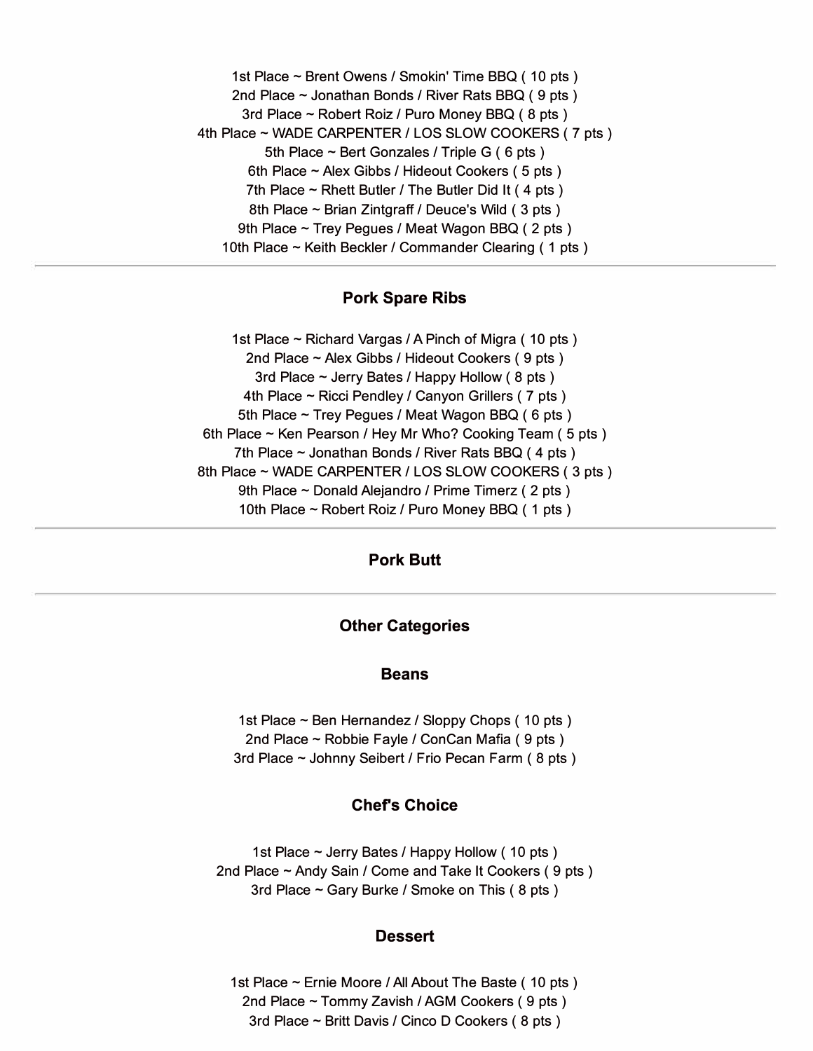1st Place ~ Brent Owens / Smokin' Time BBQ ( 10 pts )
2nd Place ~ Jonathan Bonds / River Rats BBQ ( 9 pts )
3rd Place ~ Robert Roiz / Puro Money BBQ ( 8 pts )
4th Place ~ WADE CARPENTER / LOS SLOW COOKERS ( 7 pts )
5th Place ~ Bert Gonzales / Triple G ( 6 pts )
6th Place ~ Alex Gibbs / Hideout Cookers ( 5 pts )
7th Place ~ Rhett Butler / The Butler Did It ( 4 pts )
8th Place ~ Brian Zintgraff / Deuce's Wild ( 3 pts )
9th Place ~ Trey Pegues / Meat Wagon BBQ ( 2 pts )
10th Place ~ Keith Beckler / Commander Clearing ( 1 pts )

---

### Pork Spare Ribs

1st Place ~ Richard Vargas / A Pinch of Migra ( 10 pts )
2nd Place ~ Alex Gibbs / Hideout Cookers ( 9 pts )
3rd Place ~ Jerry Bates / Happy Hollow ( 8 pts )
4th Place ~ Ricci Pendley / Canyon Grillers ( 7 pts )
5th Place ~ Trey Pegues / Meat Wagon BBQ ( 6 pts )
6th Place ~ Ken Pearson / Hey Mr Who? Cooking Team ( 5 pts )
7th Place ~ Jonathan Bonds / River Rats BBQ ( 4 pts )
8th Place ~ WADE CARPENTER / LOS SLOW COOKERS ( 3 pts )
9th Place ~ Donald Alejandro / Prime Timerz ( 2 pts )
10th Place ~ Robert Roiz / Puro Money BBQ ( 1 pts )

---

### Pork Butt

---

### Other Categories

### Beans

1st Place ~ Ben Hernandez / Sloppy Chops ( 10 pts )
2nd Place ~ Robbie Fayle / ConCan Mafia ( 9 pts )
3rd Place ~ Johnny Seibert / Frio Pecan Farm ( 8 pts )

### Chef's Choice

1st Place ~ Jerry Bates / Happy Hollow ( 10 pts )
2nd Place ~ Andy Sain / Come and Take It Cookers ( 9 pts )
3rd Place ~ Gary Burke / Smoke on This ( 8 pts )

### Dessert

1st Place ~ Ernie Moore / All About The Baste ( 10 pts )
2nd Place ~ Tommy Zavish / AGM Cookers ( 9 pts )
3rd Place ~ Britt Davis / Cinco D Cookers ( 8 pts )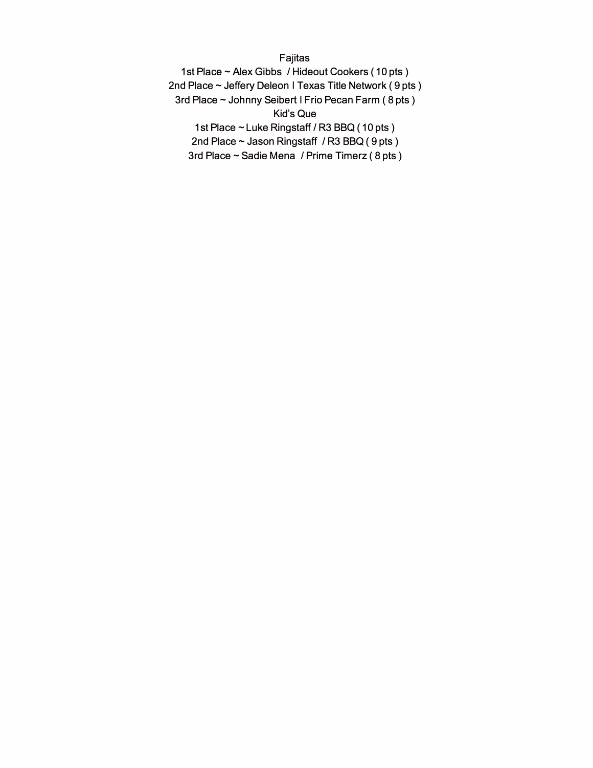Fajitas

1st Place ~ Alex Gibbs / Hideout Cookers ( 10 pts )

2nd Place ~ Jeffery Deleon l Texas Title Network ( 9 pts )

3rd Place ~ Johnny Seibert l Frio Pecan Farm ( 8 pts )

Kid's Que

1st Place ~ Luke Ringstaff / R3 BBQ ( 10 pts )

2nd Place ~ Jason Ringstaff / R3 BBQ ( 9 pts )

3rd Place ~ Sadie Mena / Prime Timerz ( 8 pts )